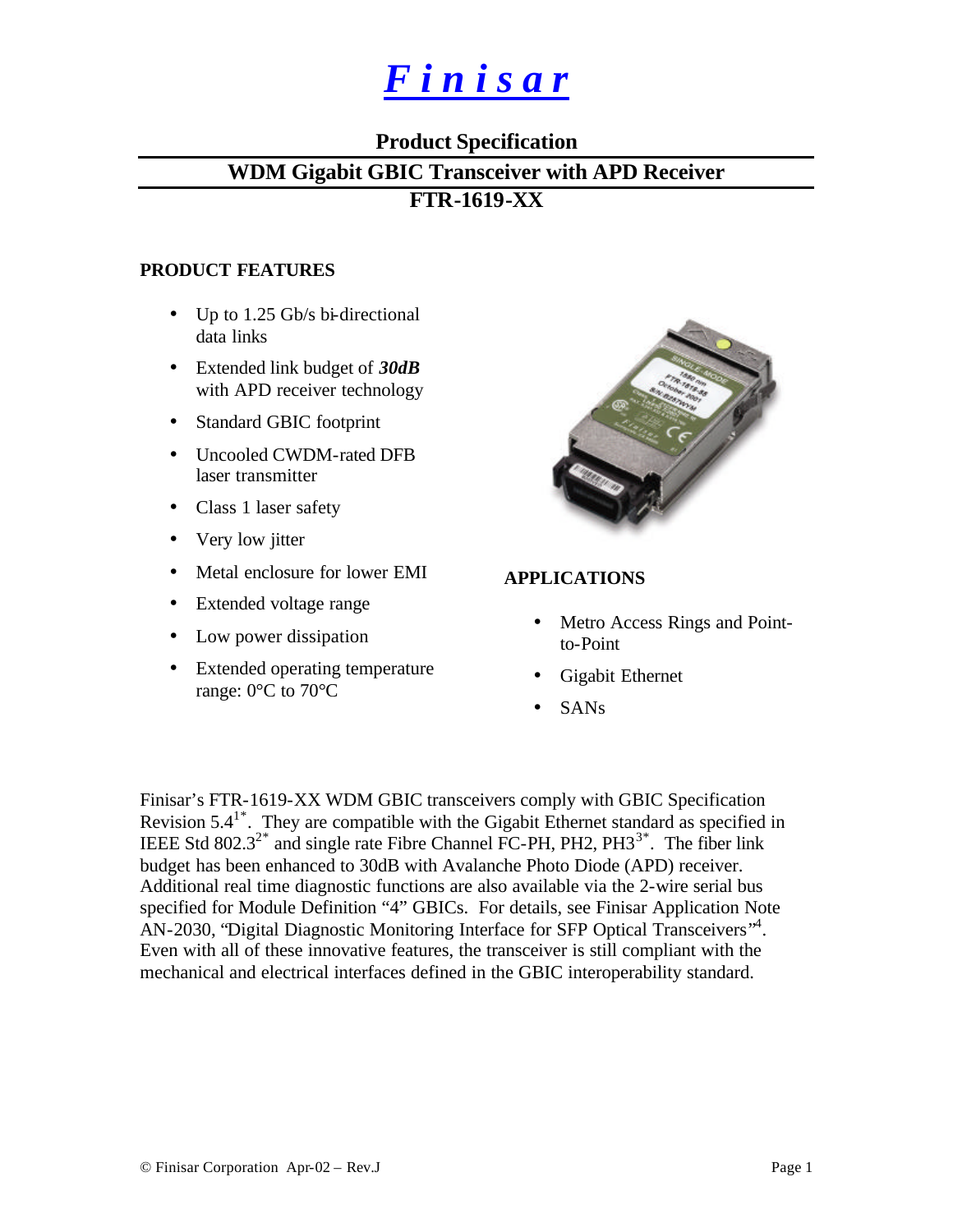# *Finisar*

## Product Specification

## WDM Gigabit GBIC Transceiver with APD Receiver

## FTR-1619-XX

### PRODUCT FEATURES

- Up to 1.25 Gb/s bi-directional data links
- Extended link budget of ***30dB*** with APD receiver technology
- Standard GBIC footprint
- Uncooled CWDM-rated DFB laser transmitter
- Class 1 laser safety
- Very low jitter
- Metal enclosure for lower EMI
- Extended voltage range
- Low power dissipation
- Extended operating temperature range: 0°C to 70°C

### APPLICATIONS

- Metro Access Rings and Point-to-Point
- Gigabit Ethernet
- SANs

Finisar's FTR-1619-XX WDM GBIC transceivers comply with GBIC Specification Revision 5.4[1*]. They are compatible with the Gigabit Ethernet standard as specified in IEEE Std 802.3[2*] and single rate Fibre Channel FC-PH, PH2, PH3[3*]. The fiber link budget has been enhanced to 30dB with Avalanche Photo Diode (APD) receiver. Additional real time diagnostic functions are also available via the 2-wire serial bus specified for Module Definition "4" GBICs. For details, see Finisar Application Note AN-2030, "Digital Diagnostic Monitoring Interface for SFP Optical Transceivers"[4]. Even with all of these innovative features, the transceiver is still compliant with the mechanical and electrical interfaces defined in the GBIC interoperability standard.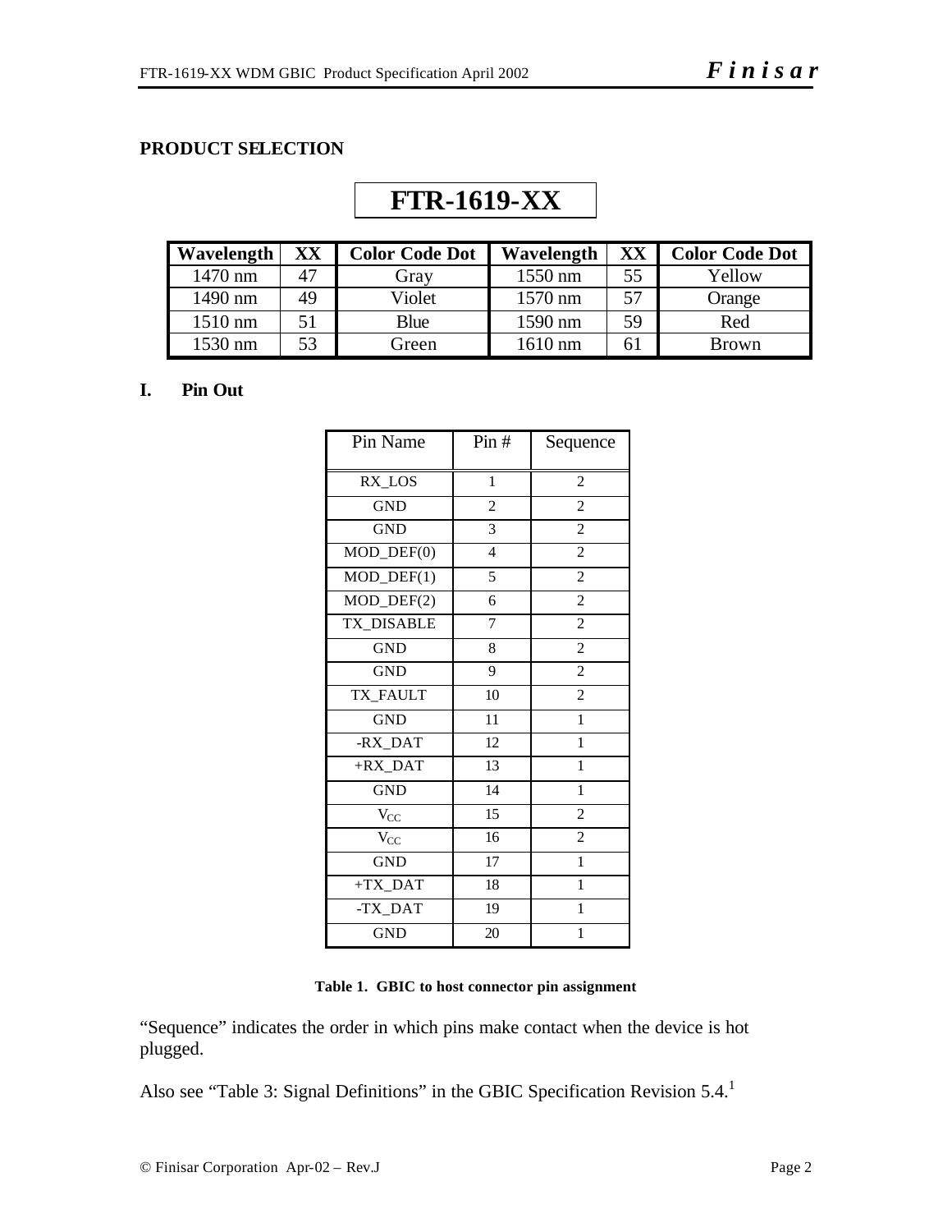**PRODUCT SELECTION**

**FTR-1619-XX**

| Wavelength | XX | Color Code Dot | Wavelength | XX | Color Code Dot |
|---|---|---|---|---|---|
| 1470 nm | 47 | Gray | 1550 nm | 55 | Yellow |
| 1490 nm | 49 | Violet | 1570 nm | 57 | Orange |
| 1510 nm | 51 | Blue | 1590 nm | 59 | Red |
| 1530 nm | 53 | Green | 1610 nm | 61 | Brown |

## I. Pin Out

| Pin Name | Pin # | Sequence |
|---|---|---|
| RX_LOS | 1 | 2 |
| GND | 2 | 2 |
| GND | 3 | 2 |
| MOD_DEF(0) | 4 | 2 |
| MOD_DEF(1) | 5 | 2 |
| MOD_DEF(2) | 6 | 2 |
| TX_DISABLE | 7 | 2 |
| GND | 8 | 2 |
| GND | 9 | 2 |
| TX_FAULT | 10 | 2 |
| GND | 11 | 1 |
| -RX_DAT | 12 | 1 |
| +RX_DAT | 13 | 1 |
| GND | 14 | 1 |
| $V_{CC}$ | 15 | 2 |
| $V_{CC}$ | 16 | 2 |
| GND | 17 | 1 |
| +TX_DAT | 18 | 1 |
| -TX_DAT | 19 | 1 |
| GND | 20 | 1 |

**Table 1. GBIC to host connector pin assignment**

"Sequence" indicates the order in which pins make contact when the device is hot plugged.

Also see "Table 3: Signal Definitions" in the GBIC Specification Revision 5.4.[1]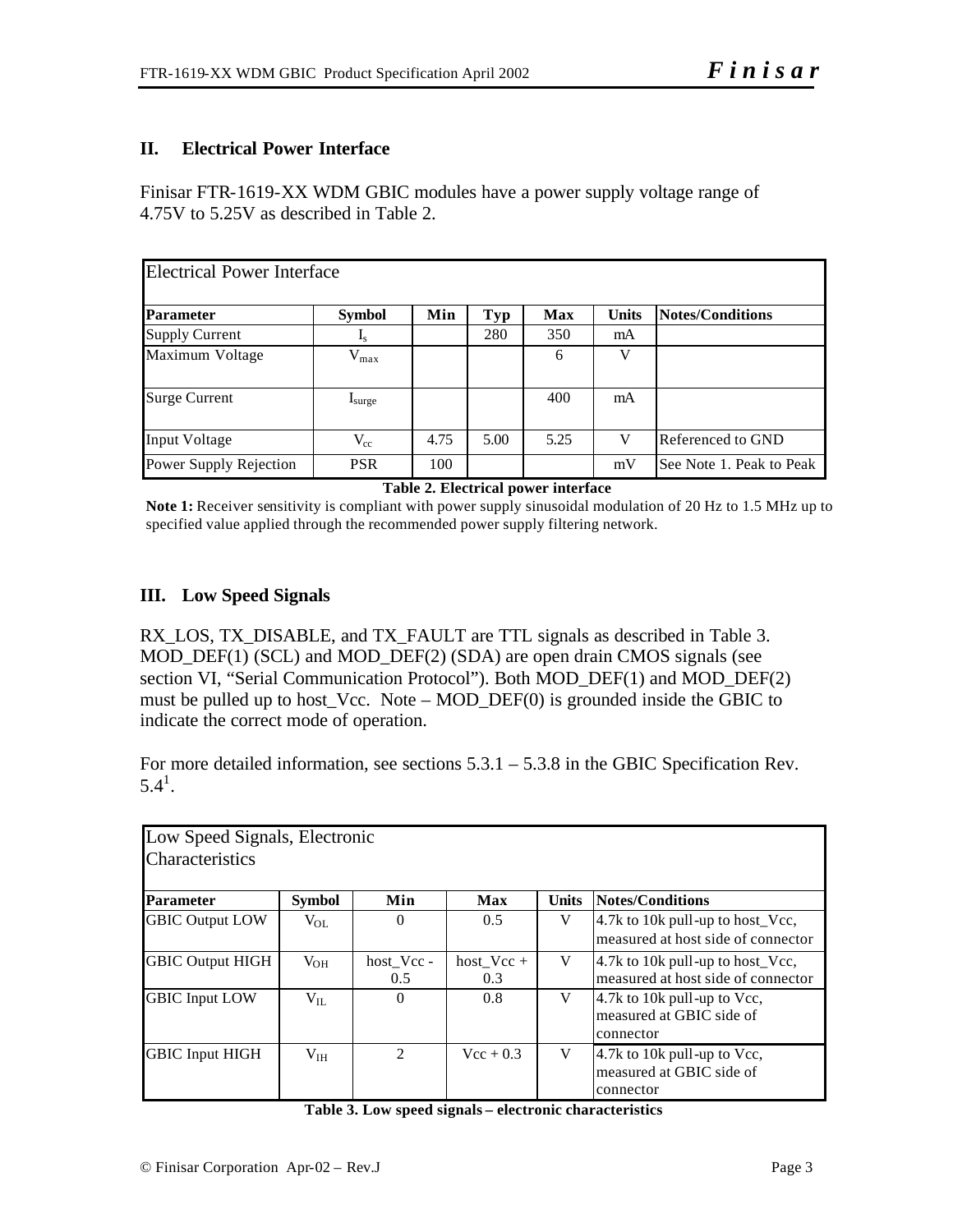## II. Electrical Power Interface

Finisar FTR-1619-XX WDM GBIC modules have a power supply voltage range of 4.75V to 5.25V as described in Table 2.

| Electrical Power Interface | | | | | | |
|---|---|---|---|---|---|---|
| **Parameter** | **Symbol** | **Min** | **Typ** | **Max** | **Units** | **Notes/Conditions** |
| Supply Current | $I_s$ | | 280 | 350 | mA | |
| Maximum Voltage | $V_{max}$ | | | 6 | V | |
| Surge Current | $I_{surge}$ | | | 400 | mA | |
| Input Voltage | $V_{cc}$ | 4.75 | 5.00 | 5.25 | V | Referenced to GND |
| Power Supply Rejection | PSR | 100 | | | mV | See Note 1. Peak to Peak |

**Table 2. Electrical power interface**

**Note 1:** Receiver sensitivity is compliant with power supply sinusoidal modulation of 20 Hz to 1.5 MHz up to specified value applied through the recommended power supply filtering network.

## III. Low Speed Signals

RX_LOS, TX_DISABLE, and TX_FAULT are TTL signals as described in Table 3. MOD_DEF(1) (SCL) and MOD_DEF(2) (SDA) are open drain CMOS signals (see section VI, "Serial Communication Protocol"). Both MOD_DEF(1) and MOD_DEF(2) must be pulled up to host_Vcc. Note – MOD_DEF(0) is grounded inside the GBIC to indicate the correct mode of operation.

For more detailed information, see sections 5.3.1 – 5.3.8 in the GBIC Specification Rev. 5.4[1].

| Low Speed Signals, Electronic Characteristics | | | | | |
|---|---|---|---|---|---|
| **Parameter** | **Symbol** | **Min** | **Max** | **Units** | **Notes/Conditions** |
| GBIC Output LOW | $V_{OL}$ | 0 | 0.5 | V | 4.7k to 10k pull-up to host_Vcc, measured at host side of connector |
| GBIC Output HIGH | $V_{OH}$ | host_Vcc - 0.5 | host_Vcc + 0.3 | V | 4.7k to 10k pull-up to host_Vcc, measured at host side of connector |
| GBIC Input LOW | $V_{IL}$ | 0 | 0.8 | V | 4.7k to 10k pull-up to Vcc, measured at GBIC side of connector |
| GBIC Input HIGH | $V_{IH}$ | 2 | Vcc + 0.3 | V | 4.7k to 10k pull-up to Vcc, measured at GBIC side of connector |

**Table 3. Low speed signals – electronic characteristics**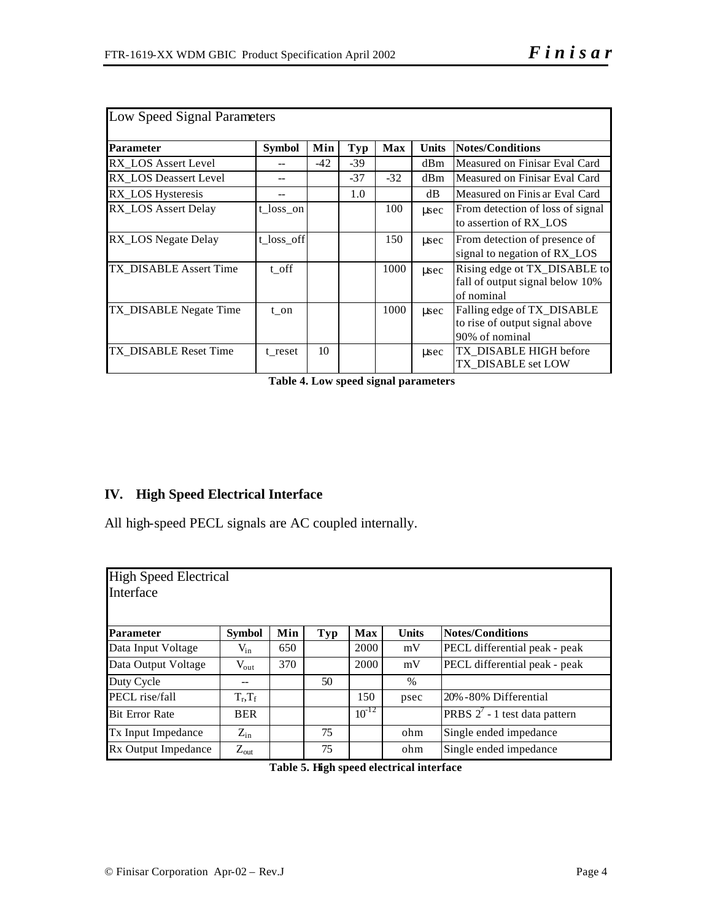| Low Speed Signal Parameters | | | | | | |
|---|---|---|---|---|---|---|
| **Parameter** | **Symbol** | **Min** | **Typ** | **Max** | **Units** | **Notes/Conditions** |
| RX_LOS Assert Level | -- | -42 | -39 | | dBm | Measured on Finisar Eval Card |
| RX_LOS Deassert Level | -- | | -37 | -32 | dBm | Measured on Finisar Eval Card |
| RX_LOS Hysteresis | -- | | 1.0 | | dB | Measured on Finis ar Eval Card |
| RX_LOS Assert Delay | t_loss_on | | | 100 | μsec | From detection of loss of signal to assertion of RX_LOS |
| RX_LOS Negate Delay | t_loss_off | | | 150 | μsec | From detection of presence of signal to negation of RX_LOS |
| TX_DISABLE Assert Time | t_off | | | 1000 | μsec | Rising edge ot TX_DISABLE to fall of output signal below 10% of nominal |
| TX_DISABLE Negate Time | t_on | | | 1000 | μsec | Falling edge of TX_DISABLE to rise of output signal above 90% of nominal |
| TX_DISABLE Reset Time | t_reset | 10 | | | μsec | TX_DISABLE HIGH before TX_DISABLE set LOW |

**Table 4. Low speed signal parameters**

## IV. High Speed Electrical Interface

All high-speed PECL signals are AC coupled internally.

| High Speed Electrical Interface | | | | | | |
|---|---|---|---|---|---|---|
| **Parameter** | **Symbol** | **Min** | **Typ** | **Max** | **Units** | **Notes/Conditions** |
| Data Input Voltage | $V_{in}$ | 650 | | 2000 | mV | PECL differential peak - peak |
| Data Output Voltage | $V_{out}$ | 370 | | 2000 | mV | PECL differential peak - peak |
| Duty Cycle | -- | | 50 | | % | |
| PECL rise/fall | $T_r, T_f$ | | | 150 | psec | 20%-80% Differential |
| Bit Error Rate | BER | | | $10^{-12}$ | | PRBS $2^7$ - 1 test data pattern |
| Tx Input Impedance | $Z_{in}$ | | 75 | | ohm | Single ended impedance |
| Rx Output Impedance | $Z_{out}$ | | 75 | | ohm | Single ended impedance |

**Table 5. High speed electrical interface**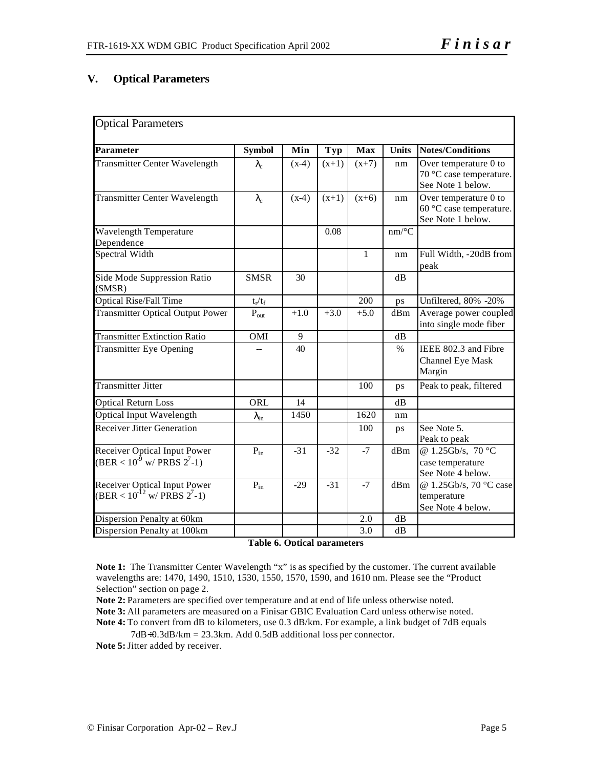## V. Optical Parameters

| Optical Parameters | | | | | | |
|---|---|---|---|---|---|---|
| **Parameter** | **Symbol** | **Min** | **Typ** | **Max** | **Units** | **Notes/Conditions** |
| Transmitter Center Wavelength | $\lambda_c$ | (x-4) | (x+1) | (x+7) | nm | Over temperature 0 to 70 °C case temperature. See Note 1 below. |
| Transmitter Center Wavelength | $\lambda_c$ | (x-4) | (x+1) | (x+6) | nm | Over temperature 0 to 60 °C case temperature. See Note 1 below. |
| Wavelength Temperature Dependence | | | 0.08 | | nm/°C | |
| Spectral Width | | | | 1 | nm | Full Width, -20dB from peak |
| Side Mode Suppression Ratio (SMSR) | SMSR | 30 | | | dB | |
| Optical Rise/Fall Time | $t_r/t_f$ | | | 200 | ps | Unfiltered, 80% -20% |
| Transmitter Optical Output Power | $P_{out}$ | +1.0 | +3.0 | +5.0 | dBm | Average power coupled into single mode fiber |
| Transmitter Extinction Ratio | OMI | 9 | | | dB | |
| Transmitter Eye Opening | -- | 40 | | | % | IEEE 802.3 and Fibre Channel Eye Mask Margin |
| Transmitter Jitter | | | | 100 | ps | Peak to peak, filtered |
| Optical Return Loss | ORL | 14 | | | dB | |
| Optical Input Wavelength | $\lambda_{in}$ | 1450 | | 1620 | nm | |
| Receiver Jitter Generation | | | | 100 | ps | See Note 5. Peak to peak |
| Receiver Optical Input Power (BER < $10^{-9}$ w/ PRBS $2^7$-1) | $P_{in}$ | -31 | -32 | -7 | dBm | @ 1.25Gb/s, 70 °C case temperature See Note 4 below. |
| Receiver Optical Input Power (BER < $10^{-12}$ w/ PRBS $2^7$-1) | $P_{in}$ | -29 | -31 | -7 | dBm | @ 1.25Gb/s, 70 °C case temperature See Note 4 below. |
| Dispersion Penalty at 60km | | | | 2.0 | dB | |
| Dispersion Penalty at 100km | | | | 3.0 | dB | |

**Table 6. Optical parameters**

**Note 1:** The Transmitter Center Wavelength "x" is as specified by the customer. The current available wavelengths are: 1470, 1490, 1510, 1530, 1550, 1570, 1590, and 1610 nm. Please see the "Product Selection" section on page 2.

**Note 2:** Parameters are specified over temperature and at end of life unless otherwise noted.

**Note 3:** All parameters are measured on a Finisar GBIC Evaluation Card unless otherwise noted.

**Note 4:** To convert from dB to kilometers, use 0.3 dB/km. For example, a link budget of 7dB equals 7dB÷0.3dB/km = 23.3km. Add 0.5dB additional loss per connector.

**Note 5:** Jitter added by receiver.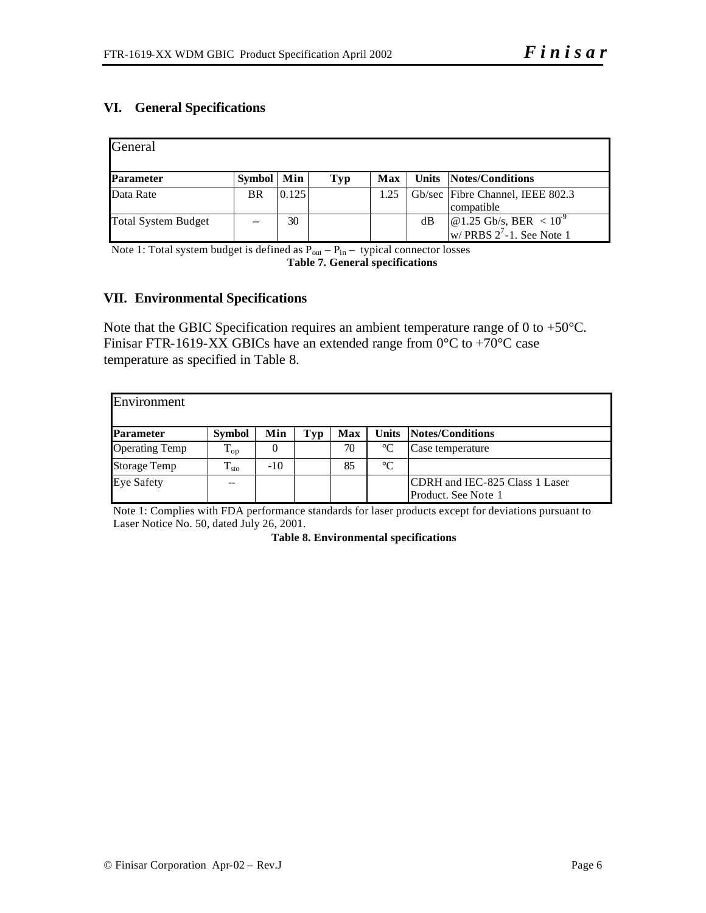## VI. General Specifications

| General | | | | | | |
|---|---|---|---|---|---|---|
| **Parameter** | **Symbol** | **Min** | **Typ** | **Max** | **Units** | **Notes/Conditions** |
| Data Rate | BR | 0.125 | | 1.25 | Gb/sec | Fibre Channel, IEEE 802.3 compatible |
| Total System Budget | -- | 30 | | | dB | @1.25 Gb/s, BER $< 10^{-9}$ w/ PRBS $2^7$-1. See Note 1 |

Note 1: Total system budget is defined as $P_{out} - P_{in}$ – typical connector losses

**Table 7. General specifications**

## VII. Environmental Specifications

Note that the GBIC Specification requires an ambient temperature range of 0 to +50°C. Finisar FTR-1619-XX GBICs have an extended range from 0°C to +70°C case temperature as specified in Table 8.

| Environment | | | | | | |
|---|---|---|---|---|---|---|
| **Parameter** | **Symbol** | **Min** | **Typ** | **Max** | **Units** | **Notes/Conditions** |
| Operating Temp | $T_{op}$ | 0 | | 70 | °C | Case temperature |
| Storage Temp | $T_{sto}$ | -10 | | 85 | °C | |
| Eye Safety | -- | | | | | CDRH and IEC-825 Class 1 Laser Product. See Note 1 |

Note 1: Complies with FDA performance standards for laser products except for deviations pursuant to Laser Notice No. 50, dated July 26, 2001.

**Table 8. Environmental specifications**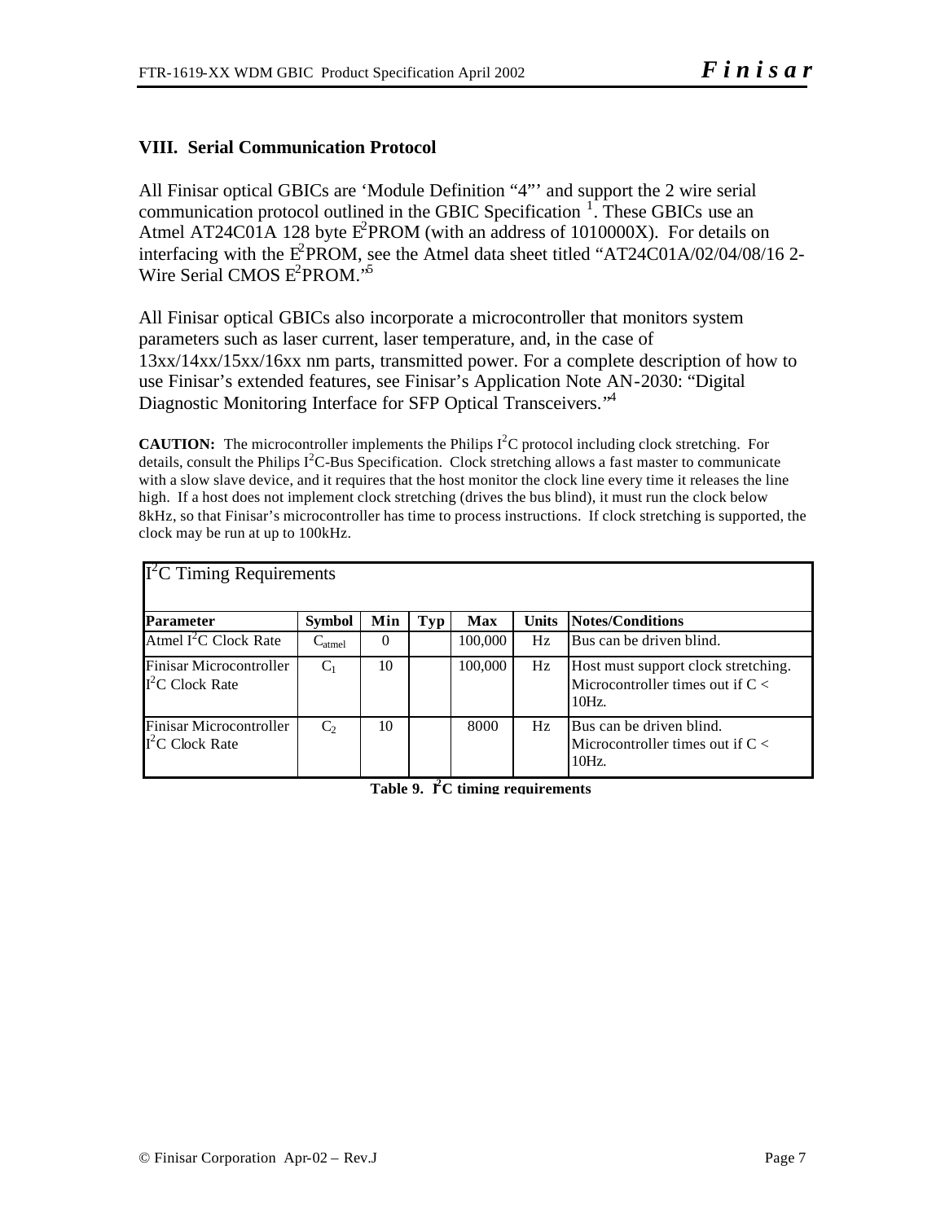## VIII. Serial Communication Protocol

All Finisar optical GBICs are 'Module Definition "4"' and support the 2 wire serial communication protocol outlined in the GBIC Specification [1]. These GBICs use an Atmel AT24C01A 128 byte $E^2$PROM (with an address of 1010000X). For details on interfacing with the $E^2$PROM, see the Atmel data sheet titled "AT24C01A/02/04/08/16 2-Wire Serial CMOS $E^2$PROM."[5]

All Finisar optical GBICs also incorporate a microcontroller that monitors system parameters such as laser current, laser temperature, and, in the case of 13xx/14xx/15xx/16xx nm parts, transmitted power. For a complete description of how to use Finisar's extended features, see Finisar's Application Note AN-2030: "Digital Diagnostic Monitoring Interface for SFP Optical Transceivers."[4]

**CAUTION:** The microcontroller implements the Philips $I^2C$ protocol including clock stretching. For details, consult the Philips $I^2C$-Bus Specification. Clock stretching allows a fast master to communicate with a slow slave device, and it requires that the host monitor the clock line every time it releases the line high. If a host does not implement clock stretching (drives the bus blind), it must run the clock below 8kHz, so that Finisar's microcontroller has time to process instructions. If clock stretching is supported, the clock may be run at up to 100kHz.

| $I^2C$ Timing Requirements | | | | | | |
|---|---|---|---|---|---|---|
| **Parameter** | **Symbol** | **Min** | **Typ** | **Max** | **Units** | **Notes/Conditions** |
| Atmel $I^2C$ Clock Rate | $C_{atmel}$ | 0 | | 100,000 | Hz | Bus can be driven blind. |
| Finisar Microcontroller $I^2C$ Clock Rate | $C_1$ | 10 | | 100,000 | Hz | Host must support clock stretching. Microcontroller times out if $C <$ 10Hz. |
| Finisar Microcontroller $I^2C$ Clock Rate | $C_2$ | 10 | | 8000 | Hz | Bus can be driven blind. Microcontroller times out if $C <$ 10Hz. |

**Table 9. $I^2C$ timing requirements**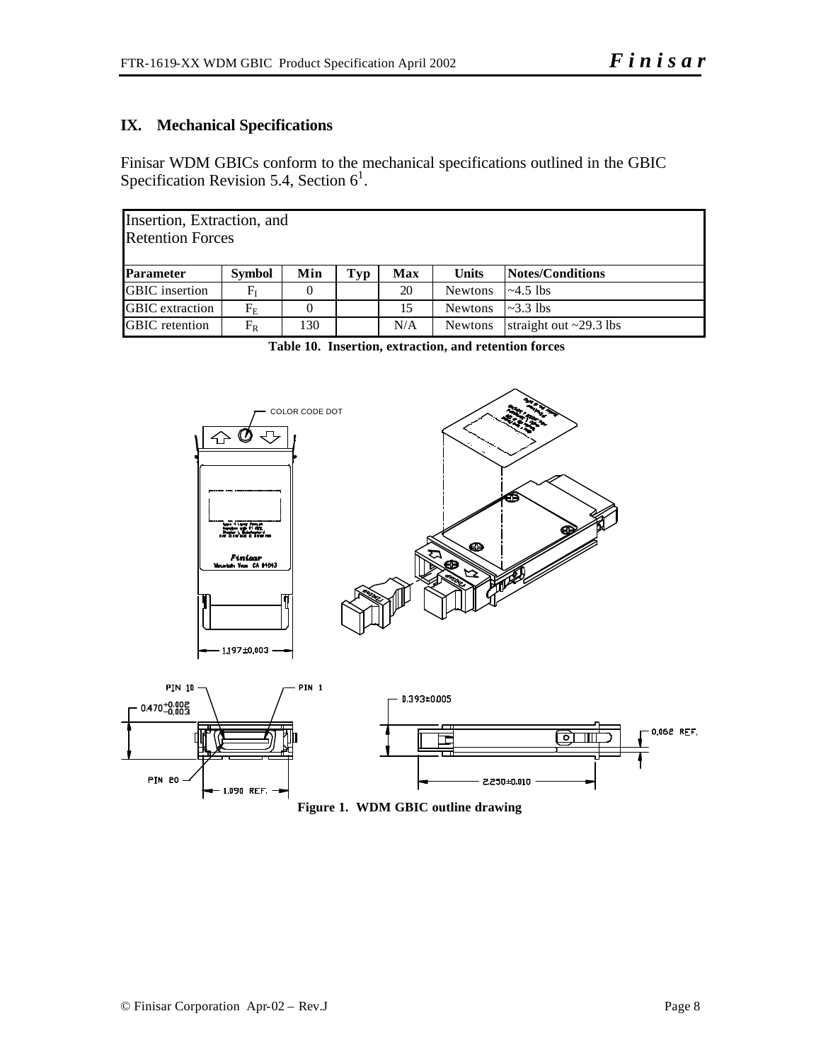## IX. Mechanical Specifications

Finisar WDM GBICs conform to the mechanical specifications outlined in the GBIC Specification Revision 5.4, Section 6[1].

| Insertion, Extraction, and Retention Forces | | | | | | |
|---|---|---|---|---|---|---|
| **Parameter** | **Symbol** | **Min** | **Typ** | **Max** | **Units** | **Notes/Conditions** |
| GBIC insertion | $F_I$ | 0 | | 20 | Newtons | ~4.5 lbs |
| GBIC extraction | $F_E$ | 0 | | 15 | Newtons | ~3.3 lbs |
| GBIC retention | $F_R$ | 130 | | N/A | Newtons | straight out ~29.3 lbs |

**Table 10. Insertion, extraction, and retention forces**

**Figure 1. WDM GBIC outline drawing**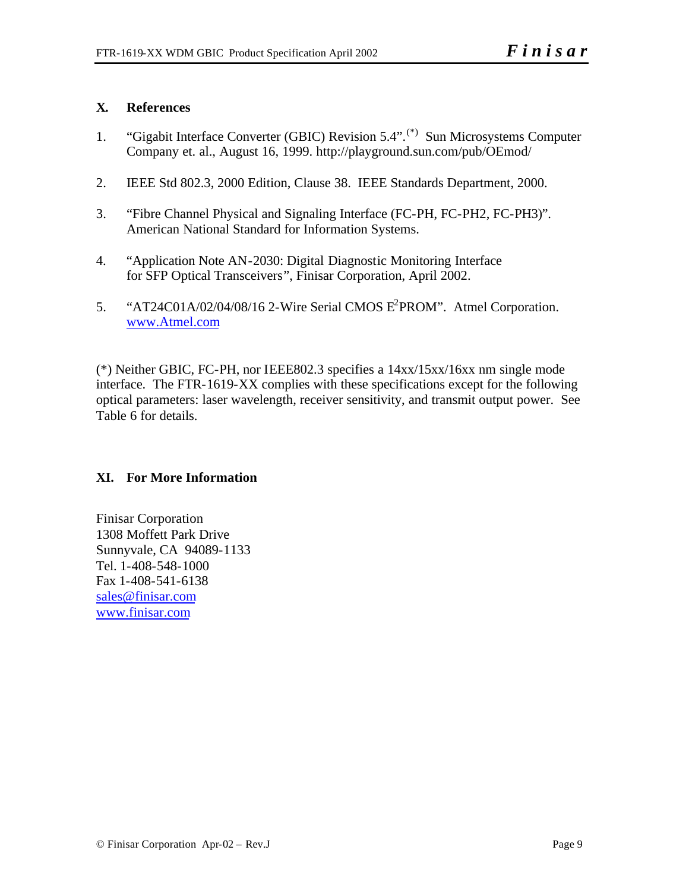## X. References

1. "Gigabit Interface Converter (GBIC) Revision 5.4".(*) Sun Microsystems Computer Company et. al., August 16, 1999. http://playground.sun.com/pub/OEmod/

2. IEEE Std 802.3, 2000 Edition, Clause 38. IEEE Standards Department, 2000.

3. "Fibre Channel Physical and Signaling Interface (FC-PH, FC-PH2, FC-PH3)". American National Standard for Information Systems.

4. "Application Note AN-2030: Digital Diagnostic Monitoring Interface for SFP Optical Transceivers", Finisar Corporation, April 2002.

5. "AT24C01A/02/04/08/16 2-Wire Serial CMOS $E^2$PROM". Atmel Corporation. www.Atmel.com

(*) Neither GBIC, FC-PH, nor IEEE802.3 specifies a 14xx/15xx/16xx nm single mode interface. The FTR-1619-XX complies with these specifications except for the following optical parameters: laser wavelength, receiver sensitivity, and transmit output power. See Table 6 for details.

## XI. For More Information

Finisar Corporation
1308 Moffett Park Drive
Sunnyvale, CA 94089-1133
Tel. 1-408-548-1000
Fax 1-408-541-6138
sales@finisar.com
www.finisar.com